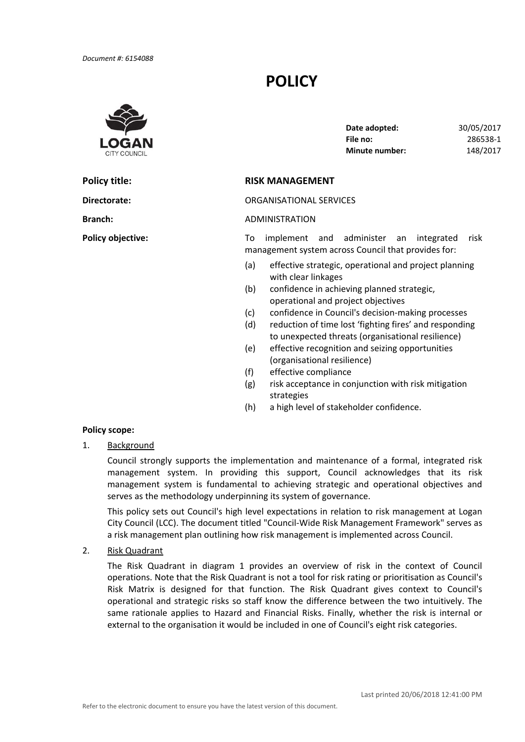*Document #: 6154088*

# POLICY

| | |
|---|---|
| **Date adopted:** | 30/05/2017 |
| **File no:** | 286538-1 |
| **Minute number:** | 148/2017 |

**Policy title:** **RISK MANAGEMENT**

**Directorate:** ORGANISATIONAL SERVICES

**Branch:** ADMINISTRATION

**Policy objective:** To implement and administer an integrated risk management system across Council that provides for:

(a) effective strategic, operational and project planning with clear linkages
(b) confidence in achieving planned strategic, operational and project objectives
(c) confidence in Council's decision-making processes
(d) reduction of time lost 'fighting fires' and responding to unexpected threats (organisational resilience)
(e) effective recognition and seizing opportunities (organisational resilience)
(f) effective compliance
(g) risk acceptance in conjunction with risk mitigation strategies
(h) a high level of stakeholder confidence.

**Policy scope:**

1. Background

   Council strongly supports the implementation and maintenance of a formal, integrated risk management system. In providing this support, Council acknowledges that its risk management system is fundamental to achieving strategic and operational objectives and serves as the methodology underpinning its system of governance.

   This policy sets out Council's high level expectations in relation to risk management at Logan City Council (LCC). The document titled "Council-Wide Risk Management Framework" serves as a risk management plan outlining how risk management is implemented across Council.

2. Risk Quadrant

   The Risk Quadrant in diagram 1 provides an overview of risk in the context of Council operations. Note that the Risk Quadrant is not a tool for risk rating or prioritisation as Council's Risk Matrix is designed for that function. The Risk Quadrant gives context to Council's operational and strategic risks so staff know the difference between the two intuitively. The same rationale applies to Hazard and Financial Risks. Finally, whether the risk is internal or external to the organisation it would be included in one of Council's eight risk categories.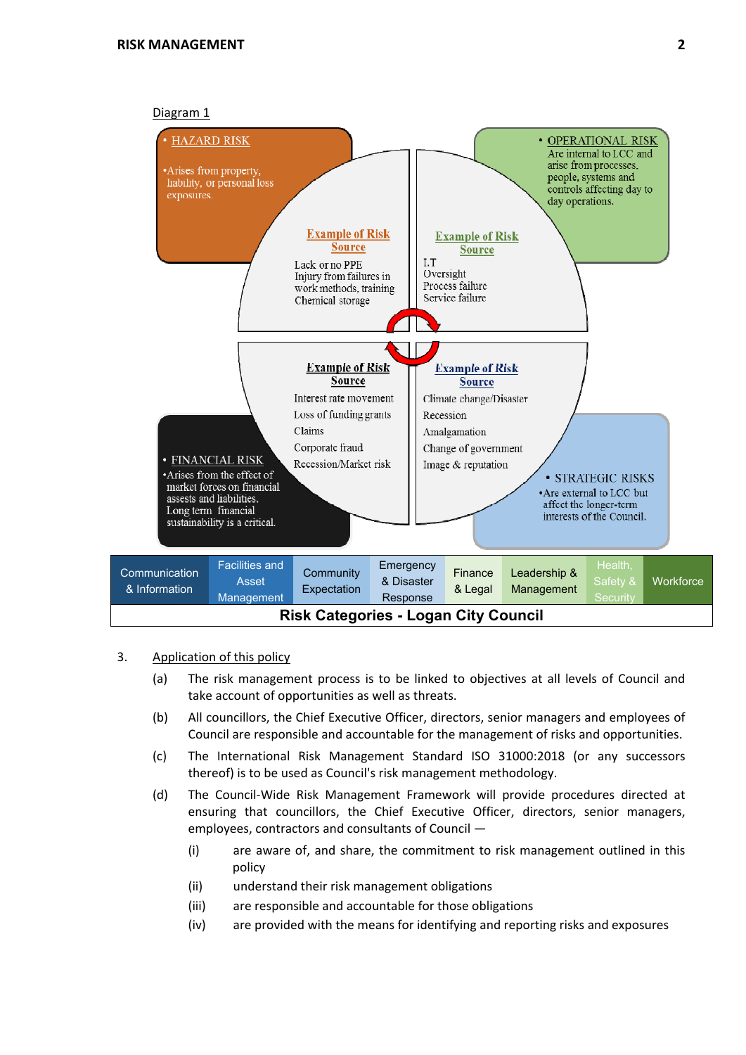Diagram 1

**HAZARD RISK**

- Arises from property, liability, or personal loss exposures.

**Example of Risk Source**

Lack or no PPE
Injury from failures in work methods, training
Chemical storage

**OPERATIONAL RISK**

- Are internal to LCC and arise from processes, people, systems and controls affecting day to day operations.

**Example of Risk Source**

I.T
Oversight
Process failure
Service failure

**FINANCIAL RISK**

- Arises from the effect of market forces on financial assets and liabilities. Long term financial sustainability is a critical.

**Example of Risk Source**

Interest rate movement
Loss of funding grants
Claims
Corporate fraud
Recession/Market risk

**STRATEGIC RISKS**

- Are external to LCC but affect the longer-term interests of the Council.

**Example of Risk Source**

Climate change/Disaster
Recession
Amalgamation
Change of government
Image & reputation

| Communication & Information | Facilities and Asset Management | Community Expectation | Emergency & Disaster Response | Finance & Legal | Leadership & Management | Health, Safety & Security | Workforce |
|---|---|---|---|---|---|---|---|

**Risk Categories - Logan City Council**

3. Application of this policy

   (a) The risk management process is to be linked to objectives at all levels of Council and take account of opportunities as well as threats.

   (b) All councillors, the Chief Executive Officer, directors, senior managers and employees of Council are responsible and accountable for the management of risks and opportunities.

   (c) The International Risk Management Standard ISO 31000:2018 (or any successors thereof) is to be used as Council's risk management methodology.

   (d) The Council-Wide Risk Management Framework will provide procedures directed at ensuring that councillors, the Chief Executive Officer, directors, senior managers, employees, contractors and consultants of Council —

      (i) are aware of, and share, the commitment to risk management outlined in this policy

      (ii) understand their risk management obligations

      (iii) are responsible and accountable for those obligations

      (iv) are provided with the means for identifying and reporting risks and exposures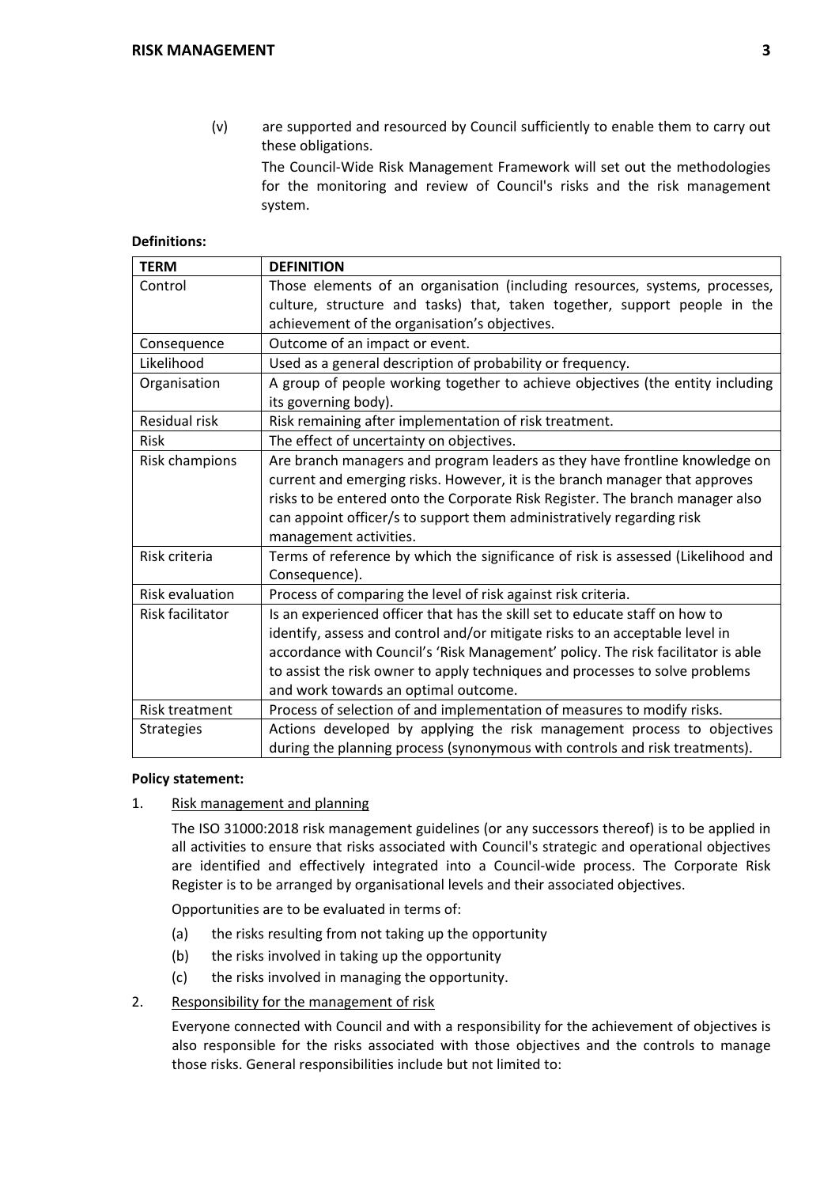(v) are supported and resourced by Council sufficiently to enable them to carry out these obligations.

The Council-Wide Risk Management Framework will set out the methodologies for the monitoring and review of Council's risks and the risk management system.

**Definitions:**

| TERM | DEFINITION |
| --- | --- |
| Control | Those elements of an organisation (including resources, systems, processes, culture, structure and tasks) that, taken together, support people in the achievement of the organisation's objectives. |
| Consequence | Outcome of an impact or event. |
| Likelihood | Used as a general description of probability or frequency. |
| Organisation | A group of people working together to achieve objectives (the entity including its governing body). |
| Residual risk | Risk remaining after implementation of risk treatment. |
| Risk | The effect of uncertainty on objectives. |
| Risk champions | Are branch managers and program leaders as they have frontline knowledge on current and emerging risks. However, it is the branch manager that approves risks to be entered onto the Corporate Risk Register. The branch manager also can appoint officer/s to support them administratively regarding risk management activities. |
| Risk criteria | Terms of reference by which the significance of risk is assessed (Likelihood and Consequence). |
| Risk evaluation | Process of comparing the level of risk against risk criteria. |
| Risk facilitator | Is an experienced officer that has the skill set to educate staff on how to identify, assess and control and/or mitigate risks to an acceptable level in accordance with Council's 'Risk Management' policy. The risk facilitator is able to assist the risk owner to apply techniques and processes to solve problems and work towards an optimal outcome. |
| Risk treatment | Process of selection of and implementation of measures to modify risks. |
| Strategies | Actions developed by applying the risk management process to objectives during the planning process (synonymous with controls and risk treatments). |

**Policy statement:**

1. Risk management and planning

   The ISO 31000:2018 risk management guidelines (or any successors thereof) is to be applied in all activities to ensure that risks associated with Council's strategic and operational objectives are identified and effectively integrated into a Council-wide process. The Corporate Risk Register is to be arranged by organisational levels and their associated objectives.

   Opportunities are to be evaluated in terms of:

   (a) the risks resulting from not taking up the opportunity
   (b) the risks involved in taking up the opportunity
   (c) the risks involved in managing the opportunity.

2. Responsibility for the management of risk

   Everyone connected with Council and with a responsibility for the achievement of objectives is also responsible for the risks associated with those objectives and the controls to manage those risks. General responsibilities include but not limited to: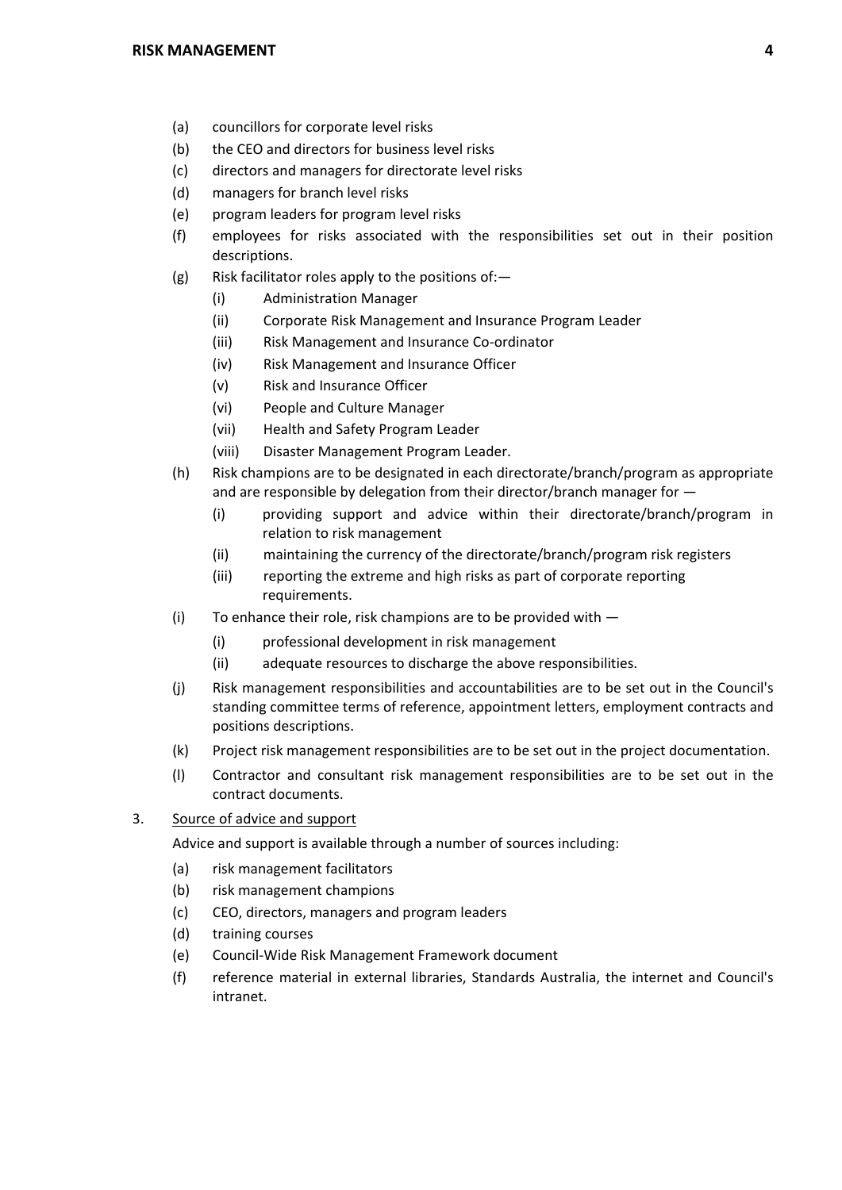(a) councillors for corporate level risks

(b) the CEO and directors for business level risks

(c) directors and managers for directorate level risks

(d) managers for branch level risks

(e) program leaders for program level risks

(f) employees for risks associated with the responsibilities set out in their position descriptions.

(g) Risk facilitator roles apply to the positions of:—

   (i) Administration Manager

   (ii) Corporate Risk Management and Insurance Program Leader

   (iii) Risk Management and Insurance Co-ordinator

   (iv) Risk Management and Insurance Officer

   (v) Risk and Insurance Officer

   (vi) People and Culture Manager

   (vii) Health and Safety Program Leader

   (viii) Disaster Management Program Leader.

(h) Risk champions are to be designated in each directorate/branch/program as appropriate and are responsible by delegation from their director/branch manager for —

   (i) providing support and advice within their directorate/branch/program in relation to risk management

   (ii) maintaining the currency of the directorate/branch/program risk registers

   (iii) reporting the extreme and high risks as part of corporate reporting requirements.

(i) To enhance their role, risk champions are to be provided with —

   (i) professional development in risk management

   (ii) adequate resources to discharge the above responsibilities.

(j) Risk management responsibilities and accountabilities are to be set out in the Council's standing committee terms of reference, appointment letters, employment contracts and positions descriptions.

(k) Project risk management responsibilities are to be set out in the project documentation.

(l) Contractor and consultant risk management responsibilities are to be set out in the contract documents.

3. <u>Source of advice and support</u>

Advice and support is available through a number of sources including:

(a) risk management facilitators

(b) risk management champions

(c) CEO, directors, managers and program leaders

(d) training courses

(e) Council-Wide Risk Management Framework document

(f) reference material in external libraries, Standards Australia, the internet and Council's intranet.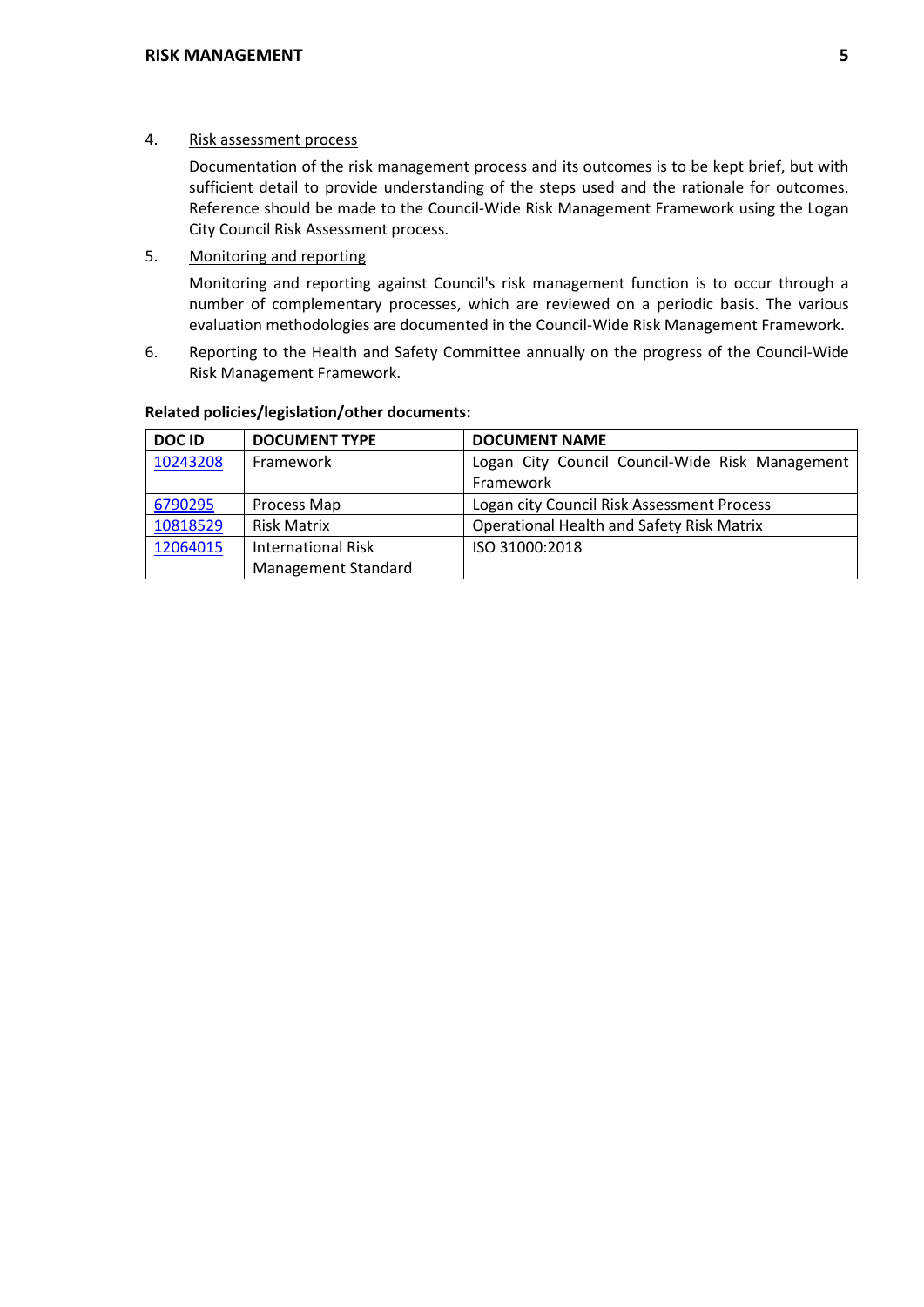4. <u>Risk assessment process</u>

   Documentation of the risk management process and its outcomes is to be kept brief, but with sufficient detail to provide understanding of the steps used and the rationale for outcomes. Reference should be made to the Council-Wide Risk Management Framework using the Logan City Council Risk Assessment process.

5. <u>Monitoring and reporting</u>

   Monitoring and reporting against Council's risk management function is to occur through a number of complementary processes, which are reviewed on a periodic basis. The various evaluation methodologies are documented in the Council-Wide Risk Management Framework.

6. Reporting to the Health and Safety Committee annually on the progress of the Council-Wide Risk Management Framework.

**Related policies/legislation/other documents:**

| DOC ID | DOCUMENT TYPE | DOCUMENT NAME |
|---|---|---|
| 10243208 | Framework | Logan City Council Council-Wide Risk Management Framework |
| 6790295 | Process Map | Logan city Council Risk Assessment Process |
| 10818529 | Risk Matrix | Operational Health and Safety Risk Matrix |
| 12064015 | International Risk Management Standard | ISO 31000:2018 |